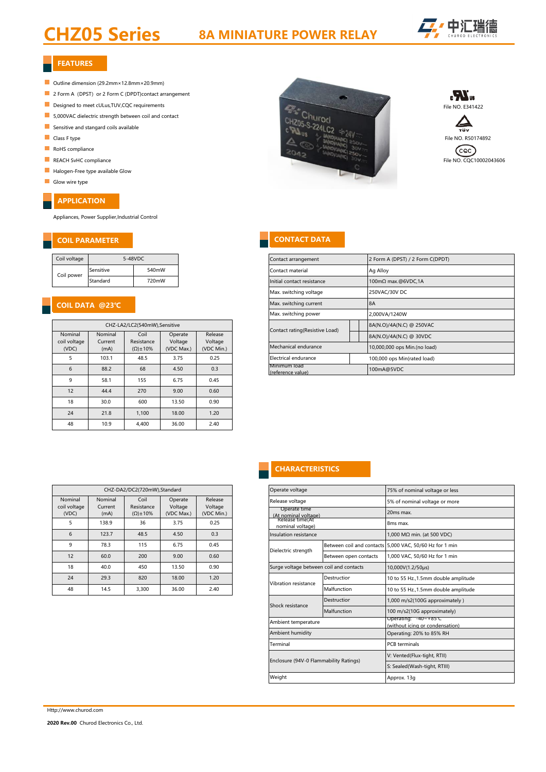# CHZ05 Series 8A MINIATURE POWER RELAY

## FEATURES

- Outline dimension (29.2mm×12.8mm×20.9mm)
- 2 Form A (DPST) or 2 Form C (DPDT)contact arrangement
- Designed to meet cULus,TUV,CQC requirements
- 5,000VAC dielectric strength between coil and contact
- Sensitive and stangard coils available
- Class F type
- RoHS compliance
- REACH SvHC compliance
- Halogen-Free type available Glow
- Glow wire type

File NO. E341422

File NO. R50174892

File NO. CQC10002043606

## APPLICATION

Appliances, Power Supplier,Industrial Control

## COIL PARAMETER

| Coil voltage | 5-48VDC | |
|---|---|---|
| Coil power | Sensitive | 540mW |
| | Standard | 720mW |

## COIL DATA @23℃

| CHZ-LA2/LC2(540mW),Sensitive | | | | |
|---|---|---|---|---|
| Nominal coil voltage (VDC) | Nominal Current (mA) | Coil Resistance (Ω)±10% | Operate Voltage (VDC Max.) | Release Voltage (VDC Min.) |
| 5 | 103.1 | 48.5 | 3.75 | 0.25 |
| 6 | 88.2 | 68 | 4.50 | 0.3 |
| 9 | 58.1 | 155 | 6.75 | 0.45 |
| 12 | 44.4 | 270 | 9.00 | 0.60 |
| 18 | 30.0 | 600 | 13.50 | 0.90 |
| 24 | 21.8 | 1,100 | 18.00 | 1.20 |
| 48 | 10.9 | 4,400 | 36.00 | 2.40 |

| CHZ-DA2/DC2(720mW),Standard | | | | |
|---|---|---|---|---|
| Nominal coil voltage (VDC) | Nominal Current (mA) | Coil Resistance (Ω)±10% | Operate Voltage (VDC Max.) | Release Voltage (VDC Min.) |
| 5 | 138.9 | 36 | 3.75 | 0.25 |
| 6 | 123.7 | 48.5 | 4.50 | 0.3 |
| 9 | 78.3 | 115 | 6.75 | 0.45 |
| 12 | 60.0 | 200 | 9.00 | 0.60 |
| 18 | 40.0 | 450 | 13.50 | 0.90 |
| 24 | 29.3 | 820 | 18.00 | 1.20 |
| 48 | 14.5 | 3,300 | 36.00 | 2.40 |

## CONTACT DATA

| Contact arrangement | 2 Form A (DPST) / 2 Form C(DPDT) |
|---|---|
| Contact material | Ag Alloy |
| Initial contact resistance | 100mΩ max.@6VDC,1A |
| Max. switching voltage | 250VAC/30V DC |
| Max. switching current | 8A |
| Max. switching power | 2,000VA/1240W |
| Contact rating(Resistive Load) | 8A(N.O)/4A(N.C) @ 250VAC |
| | 8A(N.O)/4A(N.C) @ 30VDC |
| Mechanical endurance | 10,000,000 ops Min.(no load) |
| Electrical endurance | 100,000 ops Min(rated load) |
| Minimum load (reference value) | 100mA@5VDC |

## CHARACTERISTICS

| Operate voltage | | 75% of nominal voltage or less |
|---|---|---|
| Release voltage | | 5% of nominal voltage or more |
| Operate time (At nominal voltage) | | 20ms max. |
| Release time(At nominal voltage) | | 8ms max. |
| Insulation resistance | | 1,000 MΩ min. (at 500 VDC) |
| Dielectric strength | Between coil and contacts | 5,000 VAC, 50/60 Hz for 1 min |
| | Between open contacts | 1,000 VAC, 50/60 Hz for 1 min |
| Surge voltage between coil and contacts | | 10,000V(1.2/50μs) |
| Vibration resistance | Destruction | 10 to 55 Hz.,1.5mm double amplitude |
| | Malfunction | 10 to 55 Hz.,1.5mm double amplitude |
| Shock resistance | Destruction | 1,000 m/s2(100G approximately ) |
| | Malfunction | 100 m/s2(10G approximately) |
| Ambient temperature | | Operating: -40~+85℃ (without icing or condensation) |
| Ambient humidity | | Operating: 20% to 85% RH |
| Terminal | | PCB terminals |
| Enclosure (94V-0 Flammability Ratings) | | V: Vented(Flux-tight, RTII) |
| | | S: Sealed(Wash-tight, RTIII) |
| Weight | | Approx. 13g |

Http://www.churod.com

**2020 Rev.00** Churod Electronics Co., Ltd.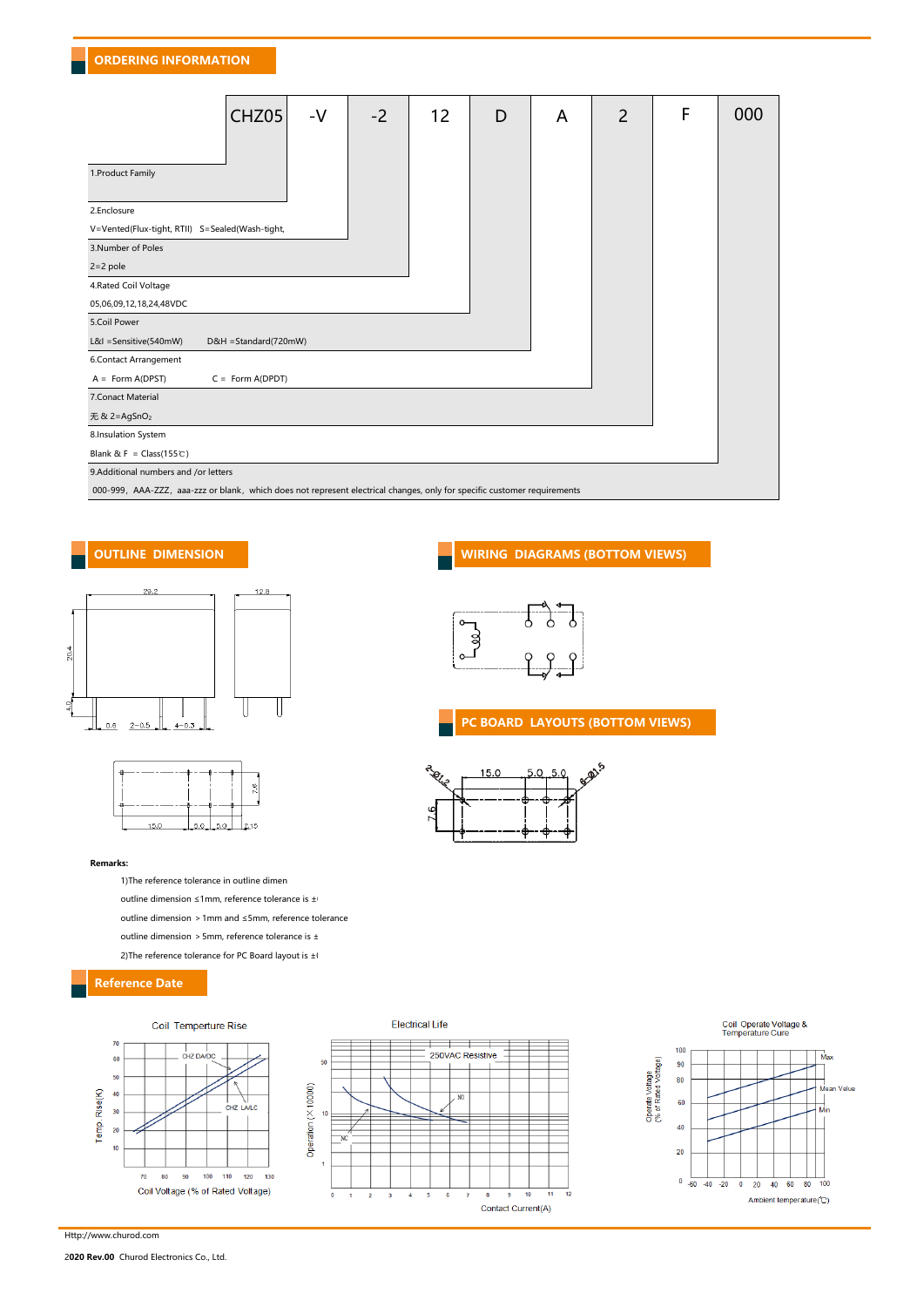## ORDERING INFORMATION

| CHZ05 | -V | -2 | 12 | D | A | 2 | F | 000 |
|---|---|---|---|---|---|---|---|---|

1.Product Family

2.Enclosure

V=Vented(Flux-tight, RTII)   S=Sealed(Wash-tight,

3.Number of Poles

2=2 pole

4.Rated Coil Voltage

05,06,09,12,18,24,48VDC

5.Coil Power

L&I =Sensitive(540mW)   D&H =Standard(720mW)

6.Contact Arrangement

A = Form A(DPST)   C = Form A(DPDT)

7.Conact Material

无 & 2=AgSnO$_2$

8.Insulation System

Blank & F = Class(155℃)

9.Additional numbers and /or letters

000-999，AAA-ZZZ，aaa-zzz or blank，which does not represent electrical changes, only for specific customer requirements

## OUTLINE DIMENSION

## WIRING DIAGRAMS (BOTTOM VIEWS)

## PC BOARD LAYOUTS (BOTTOM VIEWS)

**Remarks:**

1)The reference tolerance in outline dimen

outline dimension ≤1mm, reference tolerance is ±

outline dimension ＞1mm and ≤5mm, reference tolerance

outline dimension ＞5mm, reference tolerance is ±

2)The reference tolerance for PC Board layout is ±

## Reference Date

Coil Temperture Rise

Electrical Life

Coil Operate Voltage & Temperature Cure

Http://www.churod.com

**2020 Rev.00** Churod Electronics Co., Ltd.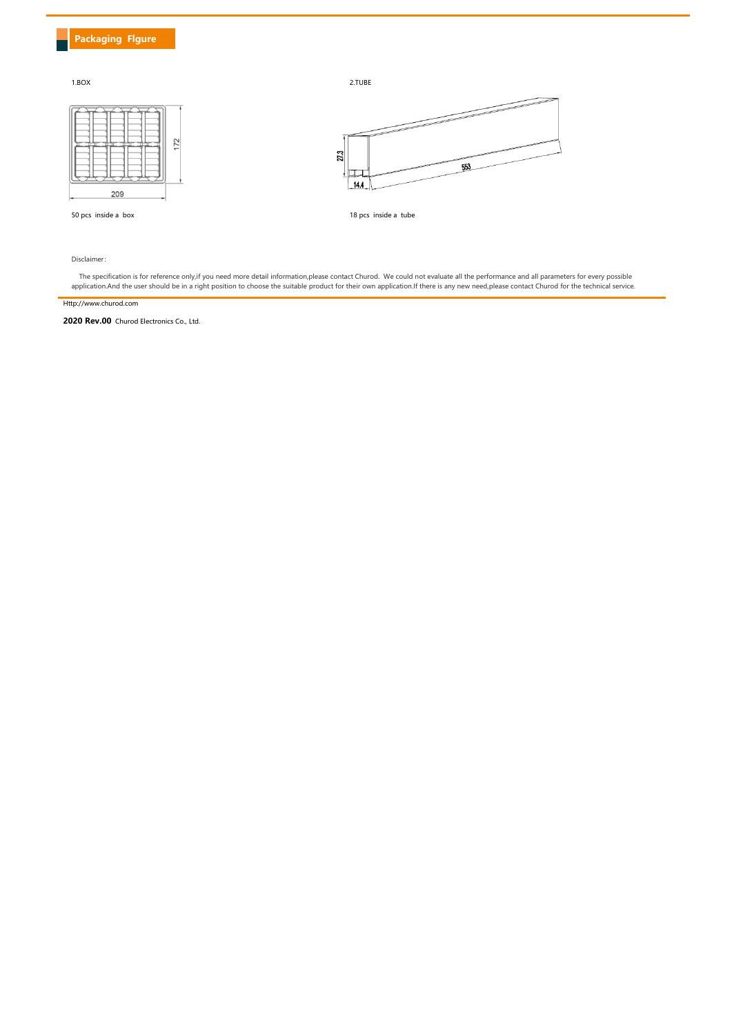## Packaging FIgure

1.BOX

209

172

50 pcs inside a box

2.TUBE

27.3

14.4

553

18 pcs inside a tube

Disclaimer：

The specification is for reference only,if you need more detail information,please contact Churod. We could not evaluate all the performance and all parameters for every possible application.And the user should be in a right position to choose the suitable product for their own application.If there is any new need,please contact Churod for the technical service.

Http://www.churod.com

**2020 Rev.00** Churod Electronics Co., Ltd.